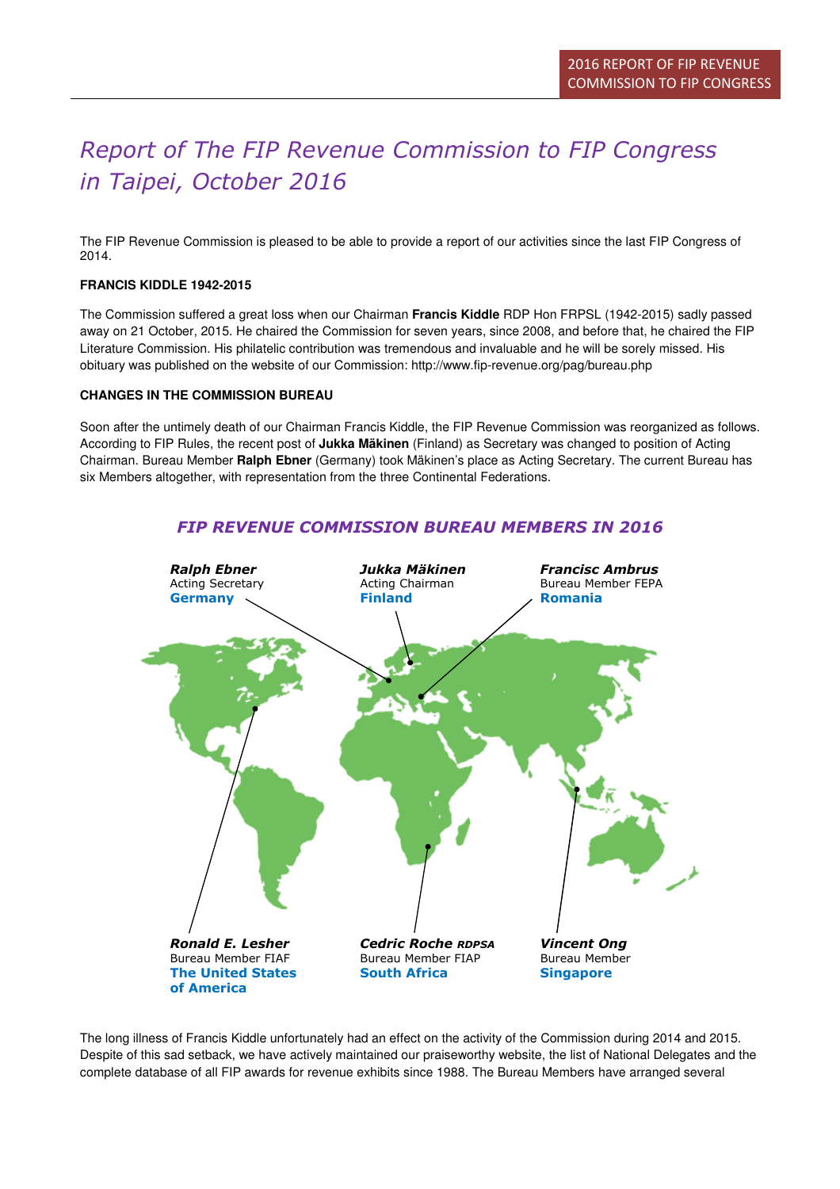# Report of The FIP Revenue Commission to FIP Congress in Taipei, October 2016

The FIP Revenue Commission is pleased to be able to provide a report of our activities since the last FIP Congress of 2014.

**FRANCIS KIDDLE 1942-2015**

The Commission suffered a great loss when our Chairman **Francis Kiddle** RDP Hon FRPSL (1942-2015) sadly passed away on 21 October, 2015. He chaired the Commission for seven years, since 2008, and before that, he chaired the FIP Literature Commission. His philatelic contribution was tremendous and invaluable and he will be sorely missed. His obituary was published on the website of our Commission: http://www.fip-revenue.org/pag/bureau.php

**CHANGES IN THE COMMISSION BUREAU**

Soon after the untimely death of our Chairman Francis Kiddle, the FIP Revenue Commission was reorganized as follows. According to FIP Rules, the recent post of **Jukka Mäkinen** (Finland) as Secretary was changed to position of Acting Chairman. Bureau Member **Ralph Ebner** (Germany) took Mäkinen's place as Acting Secretary. The current Bureau has six Members altogether, with representation from the three Continental Federations.

### *FIP REVENUE COMMISSION BUREAU MEMBERS IN 2016*

***Ralph Ebner***
Acting Secretary
**Germany**

***Jukka Mäkinen***
Acting Chairman
**Finland**

***Francisc Ambrus***
Bureau Member FEPA
**Romania**

***Ronald E. Lesher***
Bureau Member FIAF
**The United States of America**

***Cedric Roche** RDPSA*
Bureau Member FIAP
**South Africa**

***Vincent Ong***
Bureau Member
**Singapore**

The long illness of Francis Kiddle unfortunately had an effect on the activity of the Commission during 2014 and 2015. Despite of this sad setback, we have actively maintained our praiseworthy website, the list of National Delegates and the complete database of all FIP awards for revenue exhibits since 1988. The Bureau Members have arranged several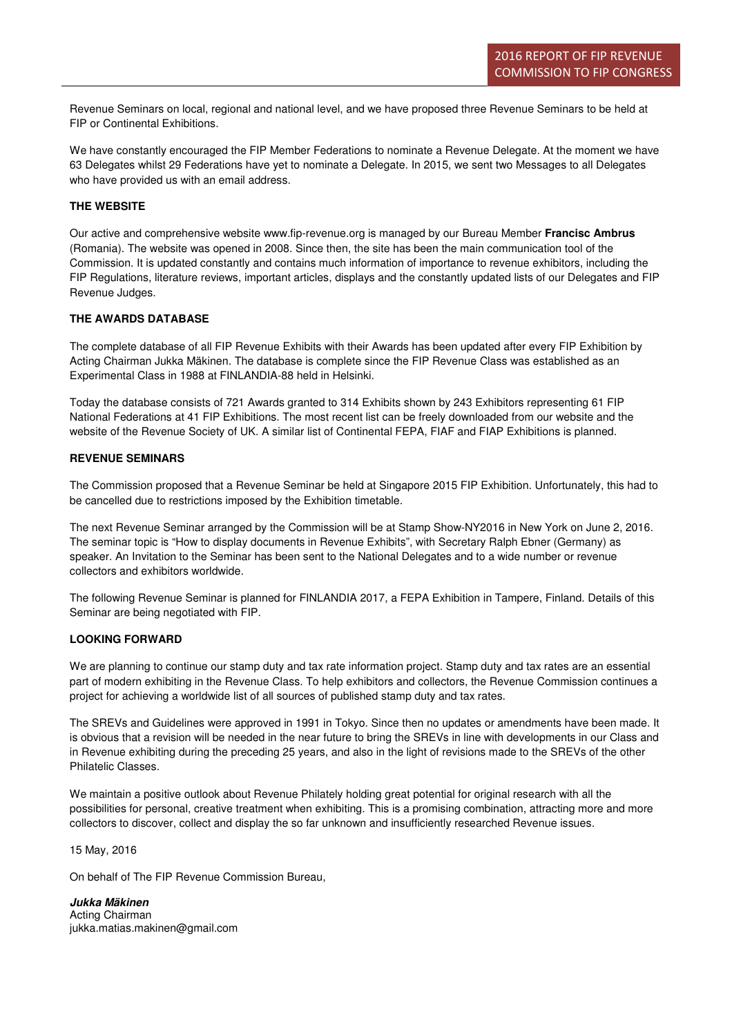Revenue Seminars on local, regional and national level, and we have proposed three Revenue Seminars to be held at FIP or Continental Exhibitions.

We have constantly encouraged the FIP Member Federations to nominate a Revenue Delegate. At the moment we have 63 Delegates whilst 29 Federations have yet to nominate a Delegate. In 2015, we sent two Messages to all Delegates who have provided us with an email address.

**THE WEBSITE**

Our active and comprehensive website www.fip-revenue.org is managed by our Bureau Member **Francisc Ambrus** (Romania). The website was opened in 2008. Since then, the site has been the main communication tool of the Commission. It is updated constantly and contains much information of importance to revenue exhibitors, including the FIP Regulations, literature reviews, important articles, displays and the constantly updated lists of our Delegates and FIP Revenue Judges.

**THE AWARDS DATABASE**

The complete database of all FIP Revenue Exhibits with their Awards has been updated after every FIP Exhibition by Acting Chairman Jukka Mäkinen. The database is complete since the FIP Revenue Class was established as an Experimental Class in 1988 at FINLANDIA-88 held in Helsinki.

Today the database consists of 721 Awards granted to 314 Exhibits shown by 243 Exhibitors representing 61 FIP National Federations at 41 FIP Exhibitions. The most recent list can be freely downloaded from our website and the website of the Revenue Society of UK. A similar list of Continental FEPA, FIAF and FIAP Exhibitions is planned.

**REVENUE SEMINARS**

The Commission proposed that a Revenue Seminar be held at Singapore 2015 FIP Exhibition. Unfortunately, this had to be cancelled due to restrictions imposed by the Exhibition timetable.

The next Revenue Seminar arranged by the Commission will be at Stamp Show-NY2016 in New York on June 2, 2016. The seminar topic is "How to display documents in Revenue Exhibits", with Secretary Ralph Ebner (Germany) as speaker. An Invitation to the Seminar has been sent to the National Delegates and to a wide number or revenue collectors and exhibitors worldwide.

The following Revenue Seminar is planned for FINLANDIA 2017, a FEPA Exhibition in Tampere, Finland. Details of this Seminar are being negotiated with FIP.

**LOOKING FORWARD**

We are planning to continue our stamp duty and tax rate information project. Stamp duty and tax rates are an essential part of modern exhibiting in the Revenue Class. To help exhibitors and collectors, the Revenue Commission continues a project for achieving a worldwide list of all sources of published stamp duty and tax rates.

The SREVs and Guidelines were approved in 1991 in Tokyo. Since then no updates or amendments have been made. It is obvious that a revision will be needed in the near future to bring the SREVs in line with developments in our Class and in Revenue exhibiting during the preceding 25 years, and also in the light of revisions made to the SREVs of the other Philatelic Classes.

We maintain a positive outlook about Revenue Philately holding great potential for original research with all the possibilities for personal, creative treatment when exhibiting. This is a promising combination, attracting more and more collectors to discover, collect and display the so far unknown and insufficiently researched Revenue issues.

15 May, 2016

On behalf of The FIP Revenue Commission Bureau,

***Jukka Mäkinen***
Acting Chairman
jukka.matias.makinen@gmail.com